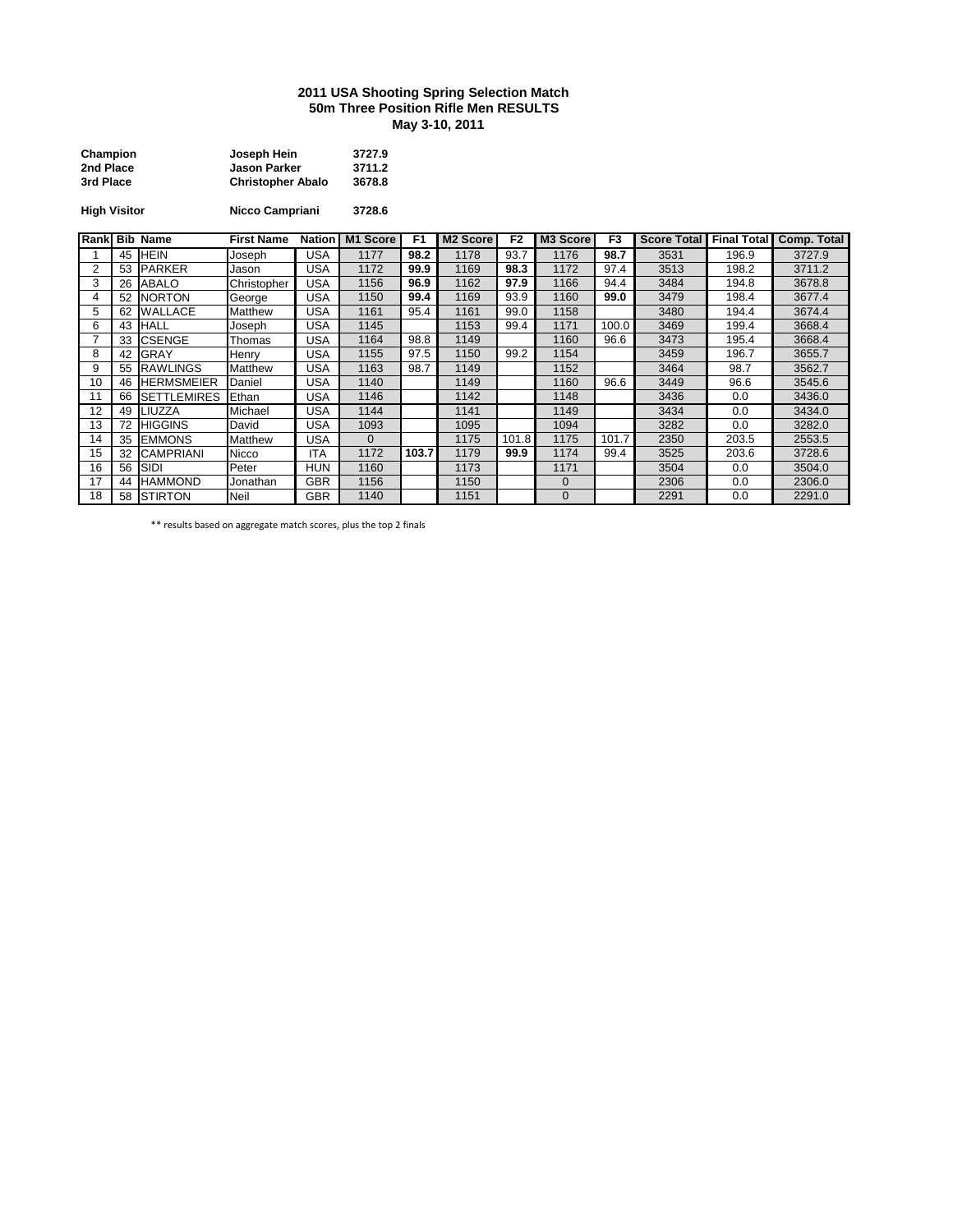# 2011 USA Shooting Spring Selection Match
## 50m Three Position Rifle Men RESULTS
### May 3-10, 2011

| | | |
|---|---|---|
| **Champion** | **Joseph Hein** | **3727.9** |
| **2nd Place** | **Jason Parker** | **3711.2** |
| **3rd Place** | **Christopher Abalo** | **3678.8** |

| | | |
|---|---|---|
| **High Visitor** | **Nicco Campriani** | **3728.6** |

| Rank | Bib | Name | First Name | Nation | M1 Score | F1 | M2 Score | F2 | M3 Score | F3 | Score Total | Final Total | Comp. Total |
|---|---|---|---|---|---|---|---|---|---|---|---|---|---|
| 1 | 45 | HEIN | Joseph | USA | 1177 | **98.2** | 1178 | 93.7 | 1176 | **98.7** | 3531 | 196.9 | 3727.9 |
| 2 | 53 | PARKER | Jason | USA | 1172 | **99.9** | 1169 | **98.3** | 1172 | 97.4 | 3513 | 198.2 | 3711.2 |
| 3 | 26 | ABALO | Christopher | USA | 1156 | **96.9** | 1162 | **97.9** | 1166 | 94.4 | 3484 | 194.8 | 3678.8 |
| 4 | 52 | NORTON | George | USA | 1150 | **99.4** | 1169 | 93.9 | 1160 | **99.0** | 3479 | 198.4 | 3677.4 |
| 5 | 62 | WALLACE | Matthew | USA | 1161 | 95.4 | 1161 | 99.0 | 1158 | | 3480 | 194.4 | 3674.4 |
| 6 | 43 | HALL | Joseph | USA | 1145 | | 1153 | 99.4 | 1171 | 100.0 | 3469 | 199.4 | 3668.4 |
| 7 | 33 | CSENGE | Thomas | USA | 1164 | 98.8 | 1149 | | 1160 | 96.6 | 3473 | 195.4 | 3668.4 |
| 8 | 42 | GRAY | Henry | USA | 1155 | 97.5 | 1150 | 99.2 | 1154 | | 3459 | 196.7 | 3655.7 |
| 9 | 55 | RAWLINGS | Matthew | USA | 1163 | 98.7 | 1149 | | 1152 | | 3464 | 98.7 | 3562.7 |
| 10 | 46 | HERMSMEIER | Daniel | USA | 1140 | | 1149 | | 1160 | 96.6 | 3449 | 96.6 | 3545.6 |
| 11 | 66 | SETTLEMIRES | Ethan | USA | 1146 | | 1142 | | 1148 | | 3436 | 0.0 | 3436.0 |
| 12 | 49 | LIUZZA | Michael | USA | 1144 | | 1141 | | 1149 | | 3434 | 0.0 | 3434.0 |
| 13 | 72 | HIGGINS | David | USA | 1093 | | 1095 | | 1094 | | 3282 | 0.0 | 3282.0 |
| 14 | 35 | EMMONS | Matthew | USA | 0 | | 1175 | 101.8 | 1175 | 101.7 | 2350 | 203.5 | 2553.5 |
| 15 | 32 | CAMPRIANI | Nicco | ITA | 1172 | **103.7** | 1179 | **99.9** | 1174 | 99.4 | 3525 | 203.6 | 3728.6 |
| 16 | 56 | SIDI | Peter | HUN | 1160 | | 1173 | | 1171 | | 3504 | 0.0 | 3504.0 |
| 17 | 44 | HAMMOND | Jonathan | GBR | 1156 | | 1150 | | 0 | | 2306 | 0.0 | 2306.0 |
| 18 | 58 | STIRTON | Neil | GBR | 1140 | | 1151 | | 0 | | 2291 | 0.0 | 2291.0 |

** results based on aggregate match scores, plus the top 2 finals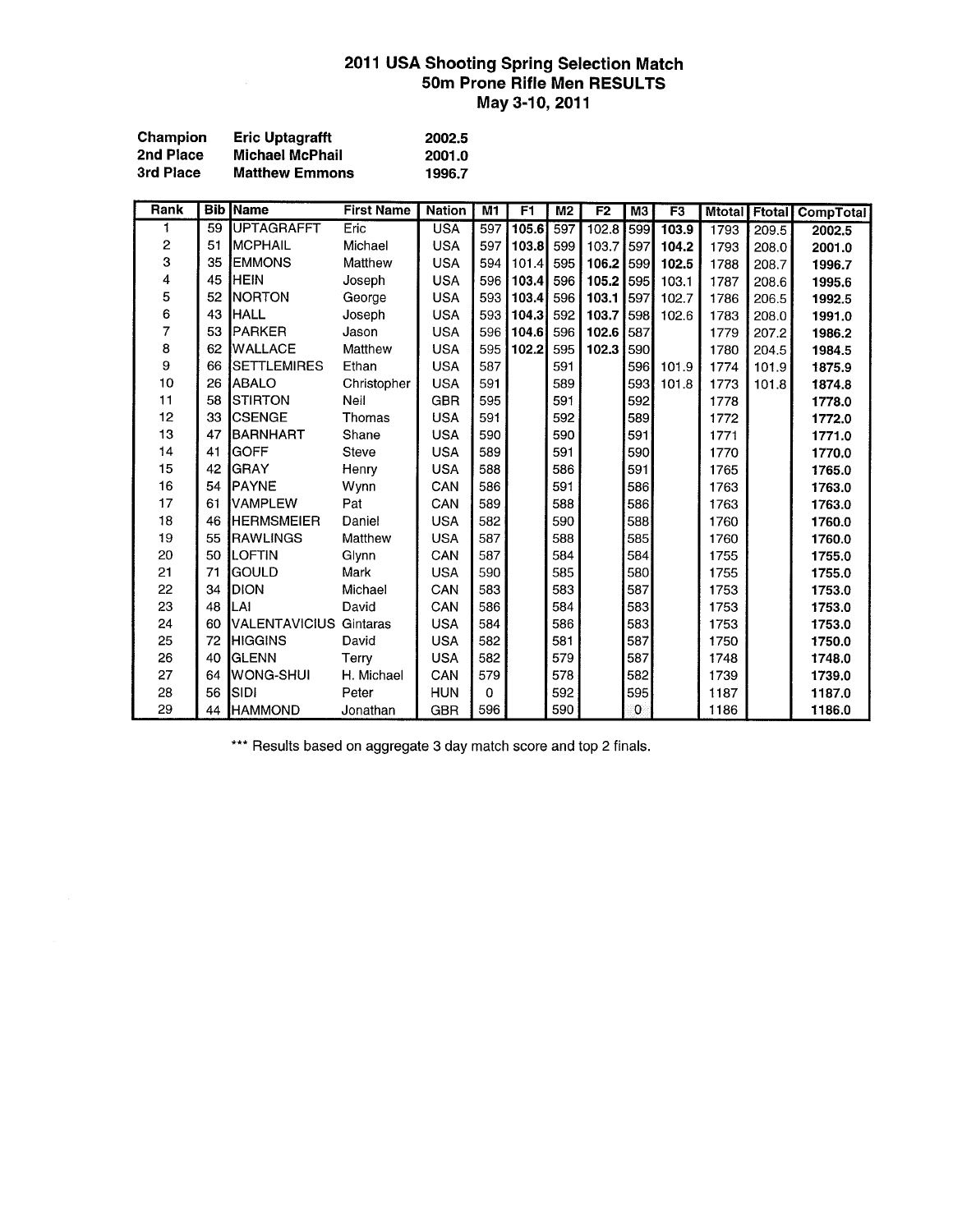# 2011 USA Shooting Spring Selection Match
## 50m Prone Rifle Men RESULTS
### May 3-10, 2011

| | | |
|---|---|---|
| **Champion** | **Eric Uptagrafft** | **2002.5** |
| **2nd Place** | **Michael McPhail** | **2001.0** |
| **3rd Place** | **Matthew Emmons** | **1996.7** |

| Rank | Bib | Name | First Name | Nation | M1 | F1 | M2 | F2 | M3 | F3 | Mtotal | Ftotal | CompTotal |
|---|---|---|---|---|---|---|---|---|---|---|---|---|---|
| 1 | 59 | UPTAGRAFFT | Eric | USA | 597 | **105.6** | 597 | 102.8 | 599 | **103.9** | 1793 | 209.5 | **2002.5** |
| 2 | 51 | MCPHAIL | Michael | USA | 597 | **103.8** | 599 | 103.7 | 597 | **104.2** | 1793 | 208.0 | **2001.0** |
| 3 | 35 | EMMONS | Matthew | USA | 594 | 101.4 | 595 | **106.2** | 599 | **102.5** | 1788 | 208.7 | **1996.7** |
| 4 | 45 | HEIN | Joseph | USA | 596 | **103.4** | 596 | **105.2** | 595 | 103.1 | 1787 | 208.6 | **1995.6** |
| 5 | 52 | NORTON | George | USA | 593 | **103.4** | 596 | **103.1** | 597 | 102.7 | 1786 | 206.5 | **1992.5** |
| 6 | 43 | HALL | Joseph | USA | 593 | **104.3** | 592 | **103.7** | 598 | 102.6 | 1783 | 208.0 | **1991.0** |
| 7 | 53 | PARKER | Jason | USA | 596 | **104.6** | 596 | **102.6** | 587 | | 1779 | 207.2 | **1986.2** |
| 8 | 62 | WALLACE | Matthew | USA | 595 | **102.2** | 595 | **102.3** | 590 | | 1780 | 204.5 | **1984.5** |
| 9 | 66 | SETTLEMIRES | Ethan | USA | 587 | | 591 | | 596 | 101.9 | 1774 | 101.9 | **1875.9** |
| 10 | 26 | ABALO | Christopher | USA | 591 | | 589 | | 593 | 101.8 | 1773 | 101.8 | **1874.8** |
| 11 | 58 | STIRTON | Neil | GBR | 595 | | 591 | | 592 | | 1778 | | **1778.0** |
| 12 | 33 | CSENGE | Thomas | USA | 591 | | 592 | | 589 | | 1772 | | **1772.0** |
| 13 | 47 | BARNHART | Shane | USA | 590 | | 590 | | 591 | | 1771 | | **1771.0** |
| 14 | 41 | GOFF | Steve | USA | 589 | | 591 | | 590 | | 1770 | | **1770.0** |
| 15 | 42 | GRAY | Henry | USA | 588 | | 586 | | 591 | | 1765 | | **1765.0** |
| 16 | 54 | PAYNE | Wynn | CAN | 586 | | 591 | | 586 | | 1763 | | **1763.0** |
| 17 | 61 | VAMPLEW | Pat | CAN | 589 | | 588 | | 586 | | 1763 | | **1763.0** |
| 18 | 46 | HERMSMEIER | Daniel | USA | 582 | | 590 | | 588 | | 1760 | | **1760.0** |
| 19 | 55 | RAWLINGS | Matthew | USA | 587 | | 588 | | 585 | | 1760 | | **1760.0** |
| 20 | 50 | LOFTIN | Glynn | CAN | 587 | | 584 | | 584 | | 1755 | | **1755.0** |
| 21 | 71 | GOULD | Mark | USA | 590 | | 585 | | 580 | | 1755 | | **1755.0** |
| 22 | 34 | DION | Michael | CAN | 583 | | 583 | | 587 | | 1753 | | **1753.0** |
| 23 | 48 | LAI | David | CAN | 586 | | 584 | | 583 | | 1753 | | **1753.0** |
| 24 | 60 | VALENTAVICIUS | Gintaras | USA | 584 | | 586 | | 583 | | 1753 | | **1753.0** |
| 25 | 72 | HIGGINS | David | USA | 582 | | 581 | | 587 | | 1750 | | **1750.0** |
| 26 | 40 | GLENN | Terry | USA | 582 | | 579 | | 587 | | 1748 | | **1748.0** |
| 27 | 64 | WONG-SHUI | H. Michael | CAN | 579 | | 578 | | 582 | | 1739 | | **1739.0** |
| 28 | 56 | SIDI | Peter | HUN | 0 | | 592 | | 595 | | 1187 | | **1187.0** |
| 29 | 44 | HAMMOND | Jonathan | GBR | 596 | | 590 | | 0 | | 1186 | | **1186.0** |

*** Results based on aggregate 3 day match score and top 2 finals.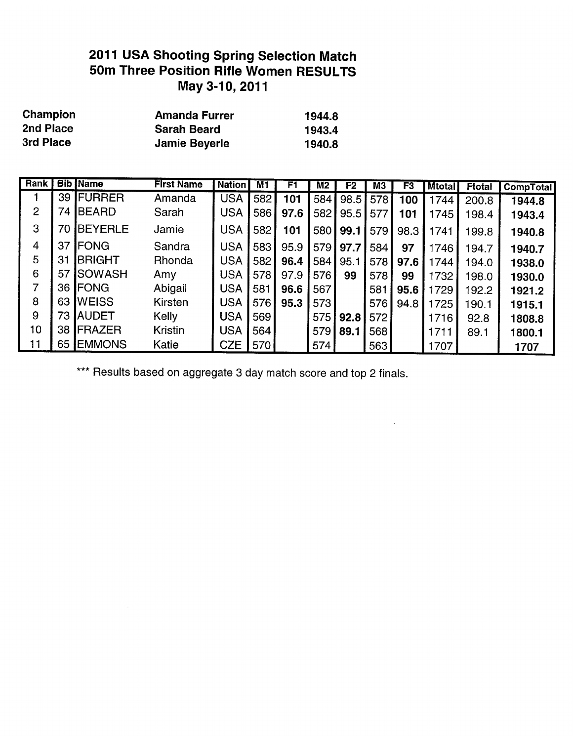# 2011 USA Shooting Spring Selection Match
# 50m Three Position Rifle Women RESULTS
# May 3-10, 2011

| | | |
|---|---|---|
| **Champion** | **Amanda Furrer** | **1944.8** |
| **2nd Place** | **Sarah Beard** | **1943.4** |
| **3rd Place** | **Jamie Beyerle** | **1940.8** |

| Rank | Bib | Name | First Name | Nation | M1 | F1 | M2 | F2 | M3 | F3 | Mtotal | Ftotal | CompTotal |
|---|---|---|---|---|---|---|---|---|---|---|---|---|---|
| 1 | 39 | FURRER | Amanda | USA | 582 | **101** | 584 | 98.5 | 578 | **100** | 1744 | 200.8 | **1944.8** |
| 2 | 74 | BEARD | Sarah | USA | 586 | **97.6** | 582 | 95.5 | 577 | **101** | 1745 | 198.4 | **1943.4** |
| 3 | 70 | BEYERLE | Jamie | USA | 582 | **101** | 580 | **99.1** | 579 | 98.3 | 1741 | 199.8 | **1940.8** |
| 4 | 37 | FONG | Sandra | USA | 583 | 95.9 | 579 | **97.7** | 584 | **97** | 1746 | 194.7 | **1940.7** |
| 5 | 31 | BRIGHT | Rhonda | USA | 582 | **96.4** | 584 | 95.1 | 578 | **97.6** | 1744 | 194.0 | **1938.0** |
| 6 | 57 | SOWASH | Amy | USA | 578 | 97.9 | 576 | **99** | 578 | **99** | 1732 | 198.0 | **1930.0** |
| 7 | 36 | FONG | Abigail | USA | 581 | **96.6** | 567 | | 581 | **95.6** | 1729 | 192.2 | **1921.2** |
| 8 | 63 | WEISS | Kirsten | USA | 576 | **95.3** | 573 | | 576 | 94.8 | 1725 | 190.1 | **1915.1** |
| 9 | 73 | AUDET | Kelly | USA | 569 | | 575 | **92.8** | 572 | | 1716 | 92.8 | **1808.8** |
| 10 | 38 | FRAZER | Kristin | USA | 564 | | 579 | **89.1** | 568 | | 1711 | 89.1 | **1800.1** |
| 11 | 65 | EMMONS | Katie | CZE | 570 | | 574 | | 563 | | 1707 | | **1707** |

*** Results based on aggregate 3 day match score and top 2 finals.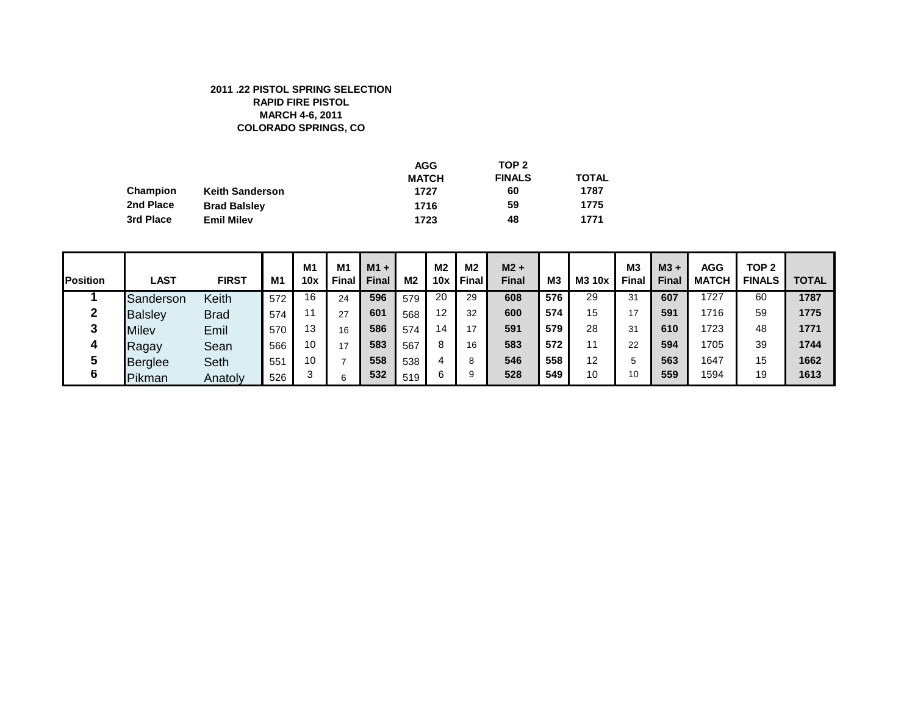**2011 .22 PISTOL SPRING SELECTION**
**RAPID FIRE PISTOL**
**MARCH 4-6, 2011**
**COLORADO SPRINGS, CO**

| | | AGG MATCH | TOP 2 FINALS | TOTAL |
|---|---|---|---|---|
| **Champion** | **Keith Sanderson** | **1727** | **60** | **1787** |
| **2nd Place** | **Brad Balsley** | **1716** | **59** | **1775** |
| **3rd Place** | **Emil Milev** | **1723** | **48** | **1771** |

| Position | LAST | FIRST | M1 | M1 10x | M1 Final | M1 + Final | M2 | M2 10x | M2 Final | M2 + Final | M3 | M3 10x | M3 Final | M3 + Final | AGG MATCH | TOP 2 FINALS | TOTAL |
|---|---|---|---|---|---|---|---|---|---|---|---|---|---|---|---|---|---|
| 1 | Sanderson | Keith | 572 | 16 | 24 | **596** | 579 | 20 | 29 | **608** | **576** | 29 | 31 | **607** | 1727 | 60 | **1787** |
| 2 | Balsley | Brad | 574 | 11 | 27 | **601** | 568 | 12 | 32 | **600** | **574** | 15 | 17 | **591** | 1716 | 59 | **1775** |
| 3 | Milev | Emil | 570 | 13 | 16 | **586** | 574 | 14 | 17 | **591** | **579** | 28 | 31 | **610** | 1723 | 48 | **1771** |
| 4 | Ragay | Sean | 566 | 10 | 17 | **583** | 567 | 8 | 16 | **583** | **572** | 11 | 22 | **594** | 1705 | 39 | **1744** |
| 5 | Berglee | Seth | 551 | 10 | 7 | **558** | 538 | 4 | 8 | **546** | **558** | 12 | 5 | **563** | 1647 | 15 | **1662** |
| 6 | Pikman | Anatoly | 526 | 3 | 6 | **532** | 519 | 6 | 9 | **528** | **549** | 10 | 10 | **559** | 1594 | 19 | **1613** |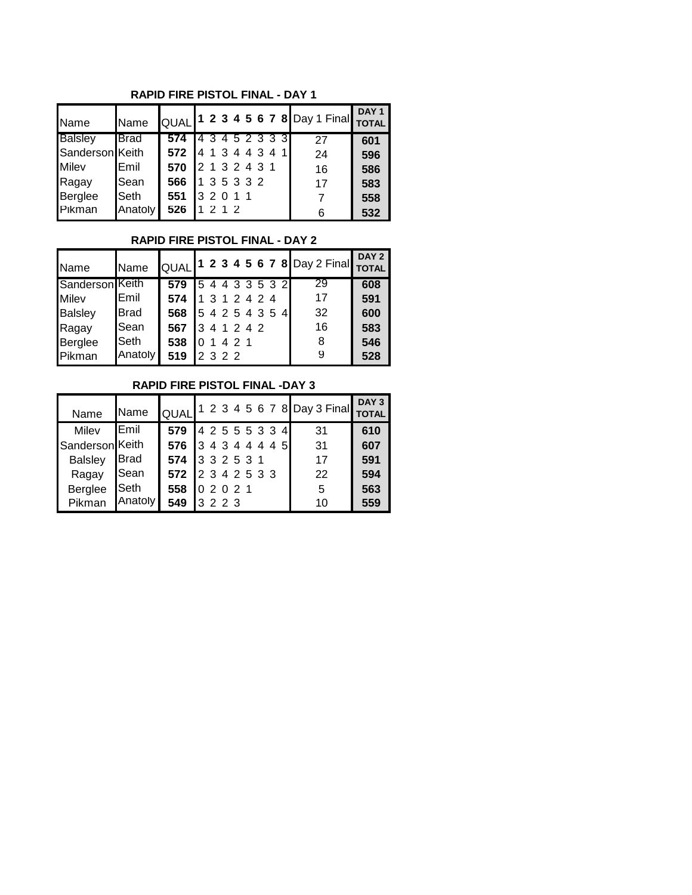**RAPID FIRE PISTOL FINAL - DAY 1**

| Name | Name | QUAL | 1 | 2 | 3 | 4 | 5 | 6 | 7 | 8 | Day 1 Final | DAY 1 TOTAL |
|---|---|---|---|---|---|---|---|---|---|---|---|---|
| Balsley | Brad | **574** | 4 | 3 | 4 | 5 | 2 | 3 | 3 | 3 | 27 | **601** |
| Sanderson | Keith | **572** | 4 | 1 | 3 | 4 | 4 | 3 | 4 | 1 | 24 | **596** |
| Milev | Emil | **570** | 2 | 1 | 3 | 2 | 4 | 3 | 1 | | 16 | **586** |
| Ragay | Sean | **566** | 1 | 3 | 5 | 3 | 3 | 2 | | | 17 | **583** |
| Berglee | Seth | **551** | 3 | 2 | 0 | 1 | 1 | | | | 7 | **558** |
| Pikman | Anatoly | **526** | 1 | 2 | 1 | 2 | | | | | 6 | **532** |

**RAPID FIRE PISTOL FINAL - DAY 2**

| Name | Name | QUAL | 1 | 2 | 3 | 4 | 5 | 6 | 7 | 8 | Day 2 Final | DAY 2 TOTAL |
|---|---|---|---|---|---|---|---|---|---|---|---|---|
| Sanderson | Keith | **579** | 5 | 4 | 4 | 3 | 3 | 5 | 3 | 2 | 29 | **608** |
| Milev | Emil | **574** | 1 | 3 | 1 | 2 | 4 | 2 | 4 | | 17 | **591** |
| Balsley | Brad | **568** | 5 | 4 | 2 | 5 | 4 | 3 | 5 | 4 | 32 | **600** |
| Ragay | Sean | **567** | 3 | 4 | 1 | 2 | 4 | 2 | | | 16 | **583** |
| Berglee | Seth | **538** | 0 | 1 | 4 | 2 | 1 | | | | 8 | **546** |
| Pikman | Anatoly | **519** | 2 | 3 | 2 | 2 | | | | | 9 | **528** |

**RAPID FIRE PISTOL FINAL -DAY 3**

| Name | Name | QUAL | 1 | 2 | 3 | 4 | 5 | 6 | 7 | 8 | Day 3 Final | DAY 3 TOTAL |
|---|---|---|---|---|---|---|---|---|---|---|---|---|
| Milev | Emil | **579** | 4 | 2 | 5 | 5 | 5 | 3 | 3 | 4 | 31 | **610** |
| Sanderson | Keith | **576** | 3 | 4 | 3 | 4 | 4 | 4 | 4 | 5 | 31 | **607** |
| Balsley | Brad | **574** | 3 | 3 | 2 | 5 | 3 | 1 | | | 17 | **591** |
| Ragay | Sean | **572** | 2 | 3 | 4 | 2 | 5 | 3 | 3 | | 22 | **594** |
| Berglee | Seth | **558** | 0 | 2 | 0 | 2 | 1 | | | | 5 | **563** |
| Pikman | Anatoly | **549** | 3 | 2 | 2 | 3 | | | | | 10 | **559** |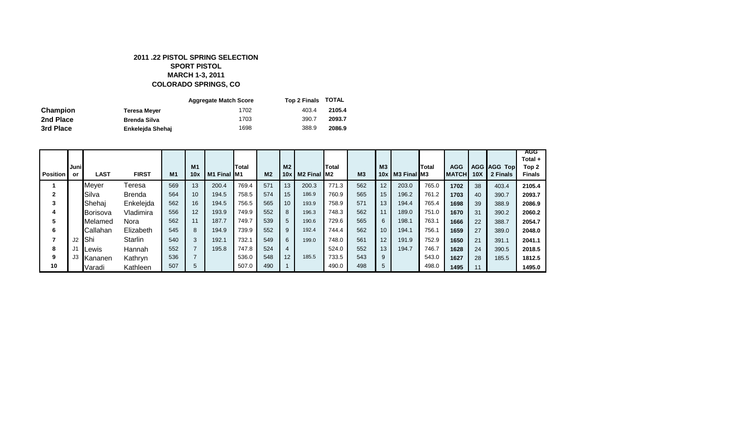**2011 .22 PISTOL SPRING SELECTION**
**SPORT PISTOL**
**MARCH 1-3, 2011**
**COLORADO SPRINGS, CO**

| | | Aggregate Match Score | Top 2 Finals | TOTAL |
|---|---|---|---|---|
| **Champion** | **Teresa Meyer** | 1702 | 403.4 | **2105.4** |
| **2nd Place** | **Brenda Silva** | 1703 | 390.7 | **2093.7** |
| **3rd Place** | **Enkelejda Shehaj** | 1698 | 388.9 | **2086.9** |

| Position | Junior | LAST | FIRST | M1 | M1 10x | M1 Final | Total M1 | M2 | M2 10x | M2 Final | Total M2 | M3 | M3 10x | M3 Final | Total M3 | AGG MATCH | AGG 10X | AGG Top 2 Finals | AGG Total + Top 2 Finals |
|---|---|---|---|---|---|---|---|---|---|---|---|---|---|---|---|---|---|---|---|
| **1** | | Meyer | Teresa | 569 | 13 | 200.4 | 769.4 | 571 | 13 | 200.3 | 771.3 | 562 | 12 | 203.0 | 765.0 | **1702** | 38 | 403.4 | **2105.4** |
| **2** | | Silva | Brenda | 564 | 10 | 194.5 | 758.5 | 574 | 15 | 186.9 | 760.9 | 565 | 15 | 196.2 | 761.2 | **1703** | 40 | 390.7 | **2093.7** |
| **3** | | Shehaj | Enkelejda | 562 | 16 | 194.5 | 756.5 | 565 | 10 | 193.9 | 758.9 | 571 | 13 | 194.4 | 765.4 | **1698** | 39 | 388.9 | **2086.9** |
| **4** | | Borisova | Vladimira | 556 | 12 | 193.9 | 749.9 | 552 | 8 | 196.3 | 748.3 | 562 | 11 | 189.0 | 751.0 | **1670** | 31 | 390.2 | **2060.2** |
| **5** | | Melamed | Nora | 562 | 11 | 187.7 | 749.7 | 539 | 5 | 190.6 | 729.6 | 565 | 6 | 198.1 | 763.1 | **1666** | 22 | 388.7 | **2054.7** |
| **6** | | Callahan | Elizabeth | 545 | 8 | 194.9 | 739.9 | 552 | 9 | 192.4 | 744.4 | 562 | 10 | 194.1 | 756.1 | **1659** | 27 | 389.0 | **2048.0** |
| **7** | J2 | Shi | Starlin | 540 | 3 | 192.1 | 732.1 | 549 | 6 | 199.0 | 748.0 | 561 | 12 | 191.9 | 752.9 | **1650** | 21 | 391.1 | **2041.1** |
| **8** | J1 | Lewis | Hannah | 552 | 7 | 195.8 | 747.8 | 524 | 4 | | 524.0 | 552 | 13 | 194.7 | 746.7 | **1628** | 24 | 390.5 | **2018.5** |
| **9** | J3 | Kananen | Kathryn | 536 | 7 | | 536.0 | 548 | 12 | 185.5 | 733.5 | 543 | 9 | | 543.0 | **1627** | 28 | 185.5 | **1812.5** |
| **10** | | Varadi | Kathleen | 507 | 5 | | 507.0 | 490 | 1 | | 490.0 | 498 | 5 | | 498.0 | **1495** | 11 | | **1495.0** |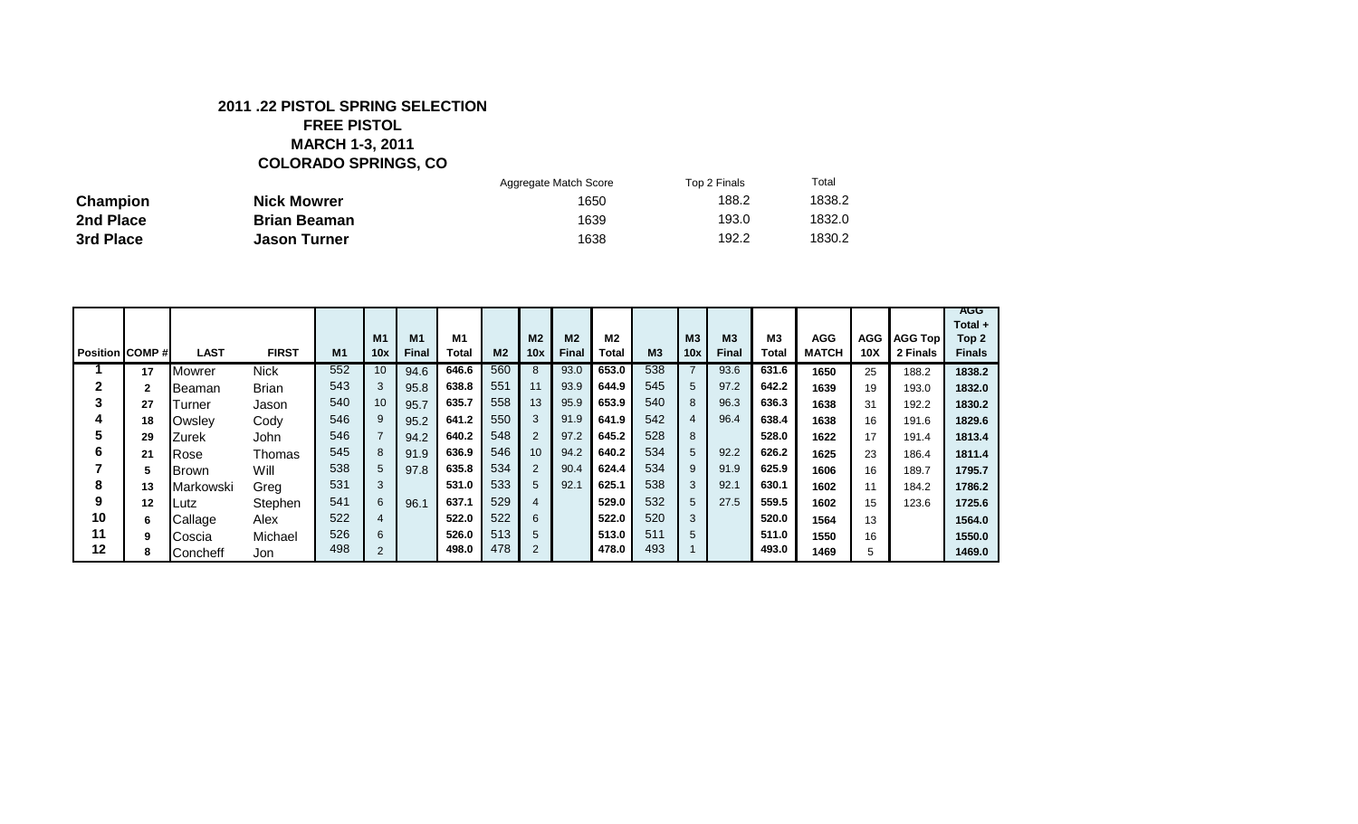## 2011 .22 PISTOL SPRING SELECTION
## FREE PISTOL
## MARCH 1-3, 2011
## COLORADO SPRINGS, CO

| | | Aggregate Match Score | Top 2 Finals | Total |
|---|---|---|---|---|
| **Champion** | **Nick Mowrer** | 1650 | 188.2 | 1838.2 |
| **2nd Place** | **Brian Beaman** | 1639 | 193.0 | 1832.0 |
| **3rd Place** | **Jason Turner** | 1638 | 192.2 | 1830.2 |

| Position | COMP # | LAST | FIRST | M1 | M1 10x | M1 Final | M1 Total | M2 | M2 10x | M2 Final | M2 Total | M3 | M3 10x | M3 Final | M3 Total | AGG MATCH | AGG 10X | AGG Top 2 Finals | AGG Total + Top 2 Finals |
|---|---|---|---|---|---|---|---|---|---|---|---|---|---|---|---|---|---|---|---|
| 1 | 17 | Mowrer | Nick | 552 | 10 | 94.6 | 646.6 | 560 | 8 | 93.0 | 653.0 | 538 | 7 | 93.6 | 631.6 | 1650 | 25 | 188.2 | 1838.2 |
| 2 | 2 | Beaman | Brian | 543 | 3 | 95.8 | 638.8 | 551 | 11 | 93.9 | 644.9 | 545 | 5 | 97.2 | 642.2 | 1639 | 19 | 193.0 | 1832.0 |
| 3 | 27 | Turner | Jason | 540 | 10 | 95.7 | 635.7 | 558 | 13 | 95.9 | 653.9 | 540 | 8 | 96.3 | 636.3 | 1638 | 31 | 192.2 | 1830.2 |
| 4 | 18 | Owsley | Cody | 546 | 9 | 95.2 | 641.2 | 550 | 3 | 91.9 | 641.9 | 542 | 4 | 96.4 | 638.4 | 1638 | 16 | 191.6 | 1829.6 |
| 5 | 29 | Zurek | John | 546 | 7 | 94.2 | 640.2 | 548 | 2 | 97.2 | 645.2 | 528 | 8 | | 528.0 | 1622 | 17 | 191.4 | 1813.4 |
| 6 | 21 | Rose | Thomas | 545 | 8 | 91.9 | 636.9 | 546 | 10 | 94.2 | 640.2 | 534 | 5 | 92.2 | 626.2 | 1625 | 23 | 186.4 | 1811.4 |
| 7 | 5 | Brown | Will | 538 | 5 | 97.8 | 635.8 | 534 | 2 | 90.4 | 624.4 | 534 | 9 | 91.9 | 625.9 | 1606 | 16 | 189.7 | 1795.7 |
| 8 | 13 | Markowski | Greg | 531 | 3 | | 531.0 | 533 | 5 | 92.1 | 625.1 | 538 | 3 | 92.1 | 630.1 | 1602 | 11 | 184.2 | 1786.2 |
| 9 | 12 | Lutz | Stephen | 541 | 6 | 96.1 | 637.1 | 529 | 4 | | 529.0 | 532 | 5 | 27.5 | 559.5 | 1602 | 15 | 123.6 | 1725.6 |
| 10 | 6 | Callage | Alex | 522 | 4 | | 522.0 | 522 | 6 | | 522.0 | 520 | 3 | | 520.0 | 1564 | 13 | | 1564.0 |
| 11 | 9 | Coscia | Michael | 526 | 6 | | 526.0 | 513 | 5 | | 513.0 | 511 | 5 | | 511.0 | 1550 | 16 | | 1550.0 |
| 12 | 8 | Concheff | Jon | 498 | 2 | | 498.0 | 478 | 2 | | 478.0 | 493 | 1 | | 493.0 | 1469 | 5 | | 1469.0 |